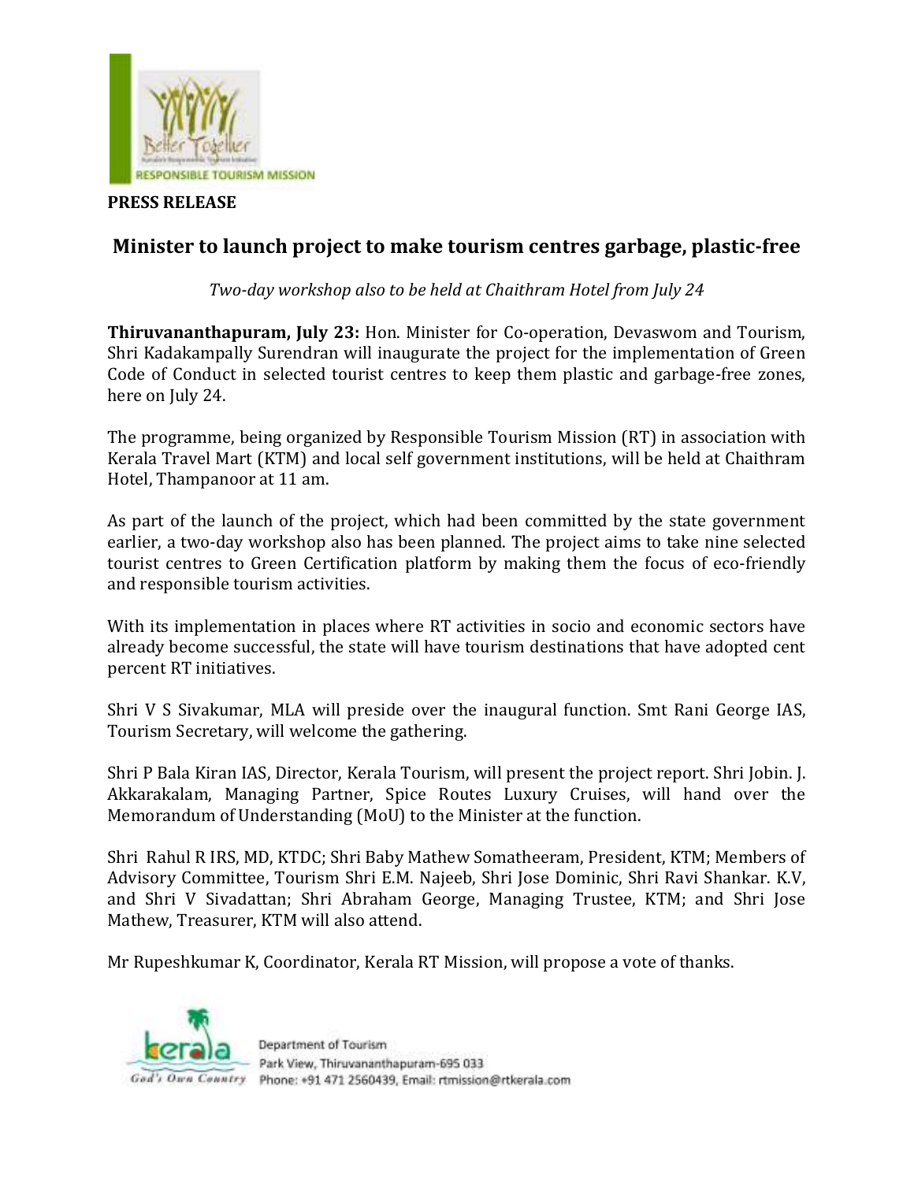**PRESS RELEASE**

## Minister to launch project to make tourism centres garbage, plastic-free

*Two-day workshop also to be held at Chaithram Hotel from July 24*

**Thiruvananthapuram, July 23:** Hon. Minister for Co-operation, Devaswom and Tourism, Shri Kadakampally Surendran will inaugurate the project for the implementation of Green Code of Conduct in selected tourist centres to keep them plastic and garbage-free zones, here on July 24.

The programme, being organized by Responsible Tourism Mission (RT) in association with Kerala Travel Mart (KTM) and local self government institutions, will be held at Chaithram Hotel, Thampanoor at 11 am.

As part of the launch of the project, which had been committed by the state government earlier, a two-day workshop also has been planned. The project aims to take nine selected tourist centres to Green Certification platform by making them the focus of eco-friendly and responsible tourism activities.

With its implementation in places where RT activities in socio and economic sectors have already become successful, the state will have tourism destinations that have adopted cent percent RT initiatives.

Shri V S Sivakumar, MLA will preside over the inaugural function. Smt Rani George IAS, Tourism Secretary, will welcome the gathering.

Shri P Bala Kiran IAS, Director, Kerala Tourism, will present the project report. Shri Jobin. J. Akkarakalam, Managing Partner, Spice Routes Luxury Cruises, will hand over the Memorandum of Understanding (MoU) to the Minister at the function.

Shri Rahul R IRS, MD, KTDC; Shri Baby Mathew Somatheeram, President, KTM; Members of Advisory Committee, Tourism Shri E.M. Najeeb, Shri Jose Dominic, Shri Ravi Shankar. K.V, and Shri V Sivadattan; Shri Abraham George, Managing Trustee, KTM; and Shri Jose Mathew, Treasurer, KTM will also attend.

Mr Rupeshkumar K, Coordinator, Kerala RT Mission, will propose a vote of thanks.

Department of Tourism
Park View, Thiruvananthapuram-695 033
Phone: +91 471 2560439, Email: rtmission@rtkerala.com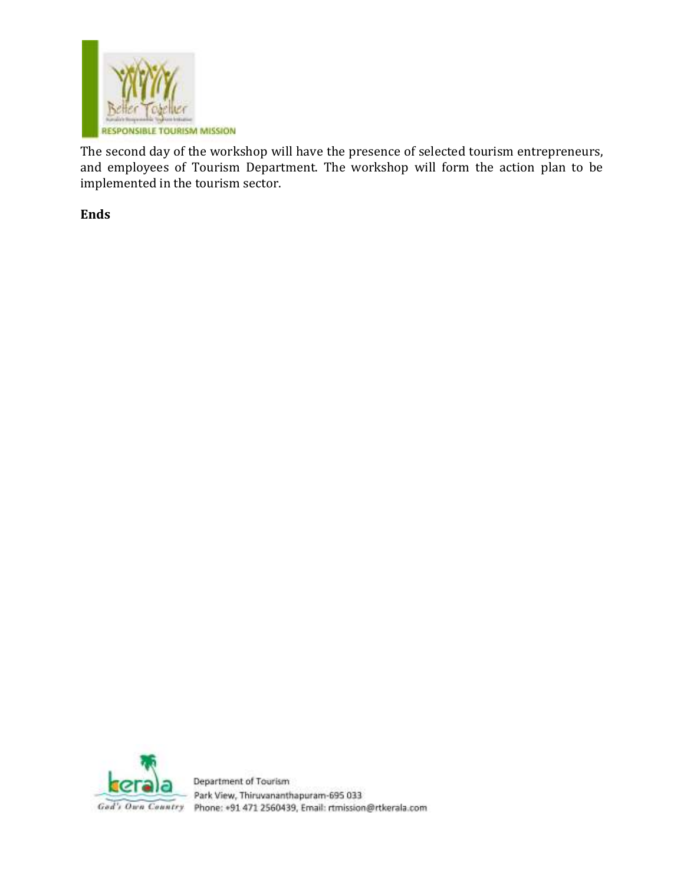The second day of the workshop will have the presence of selected tourism entrepreneurs, and employees of Tourism Department. The workshop will form the action plan to be implemented in the tourism sector.

**Ends**